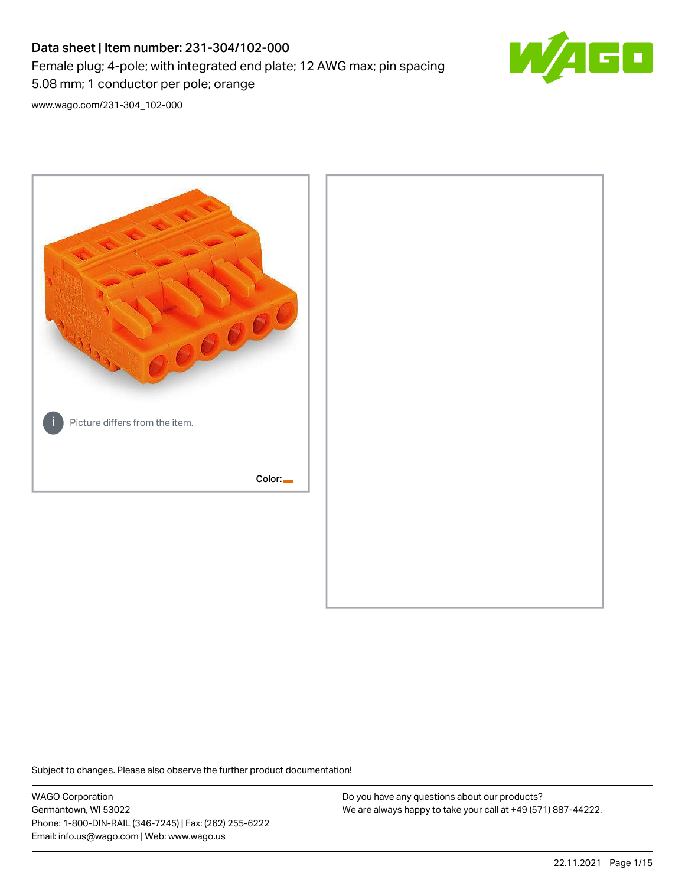# Data sheet | Item number: 231-304/102-000

Female plug; 4-pole; with integrated end plate; 12 AWG max; pin spacing 5.08 mm; 1 conductor per pole; orange

www.wago.com/231-304_102-000

Picture differs from the item.

Color:

Subject to changes. Please also observe the further product documentation!

WAGO Corporation
Germantown, WI 53022
Phone: 1-800-DIN-RAIL (346-7245) | Fax: (262) 255-6222
Email: info.us@wago.com | Web: www.wago.us

Do you have any questions about our products?
We are always happy to take your call at +49 (571) 887-44222.

22.11.2021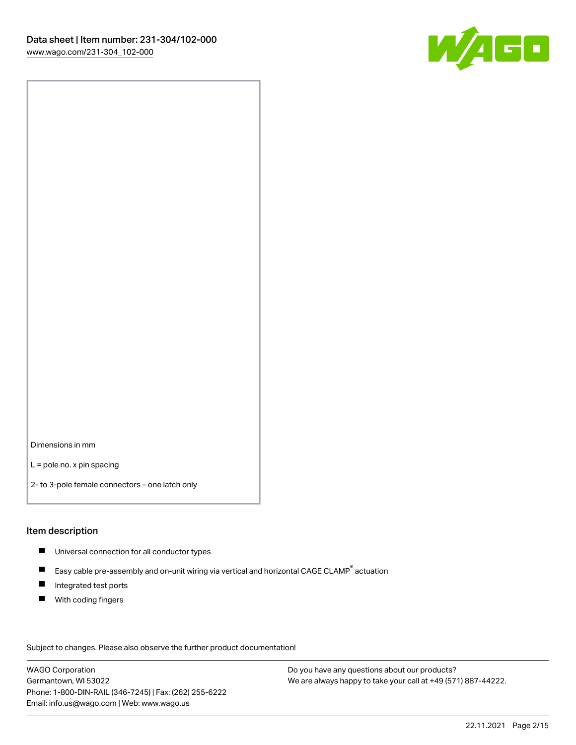Dimensions in mm

L = pole no. x pin spacing

2- to 3-pole female connectors – one latch only

## Item description

- Universal connection for all conductor types
- Easy cable pre-assembly and on-unit wiring via vertical and horizontal CAGE CLAMP® actuation
- Integrated test ports
- With coding fingers

Subject to changes. Please also observe the further product documentation!

WAGO Corporation
Germantown, WI 53022
Phone: 1-800-DIN-RAIL (346-7245) | Fax: (262) 255-6222
Email: info.us@wago.com | Web: www.wago.us

Do you have any questions about our products?
We are always happy to take your call at +49 (571) 887-44222.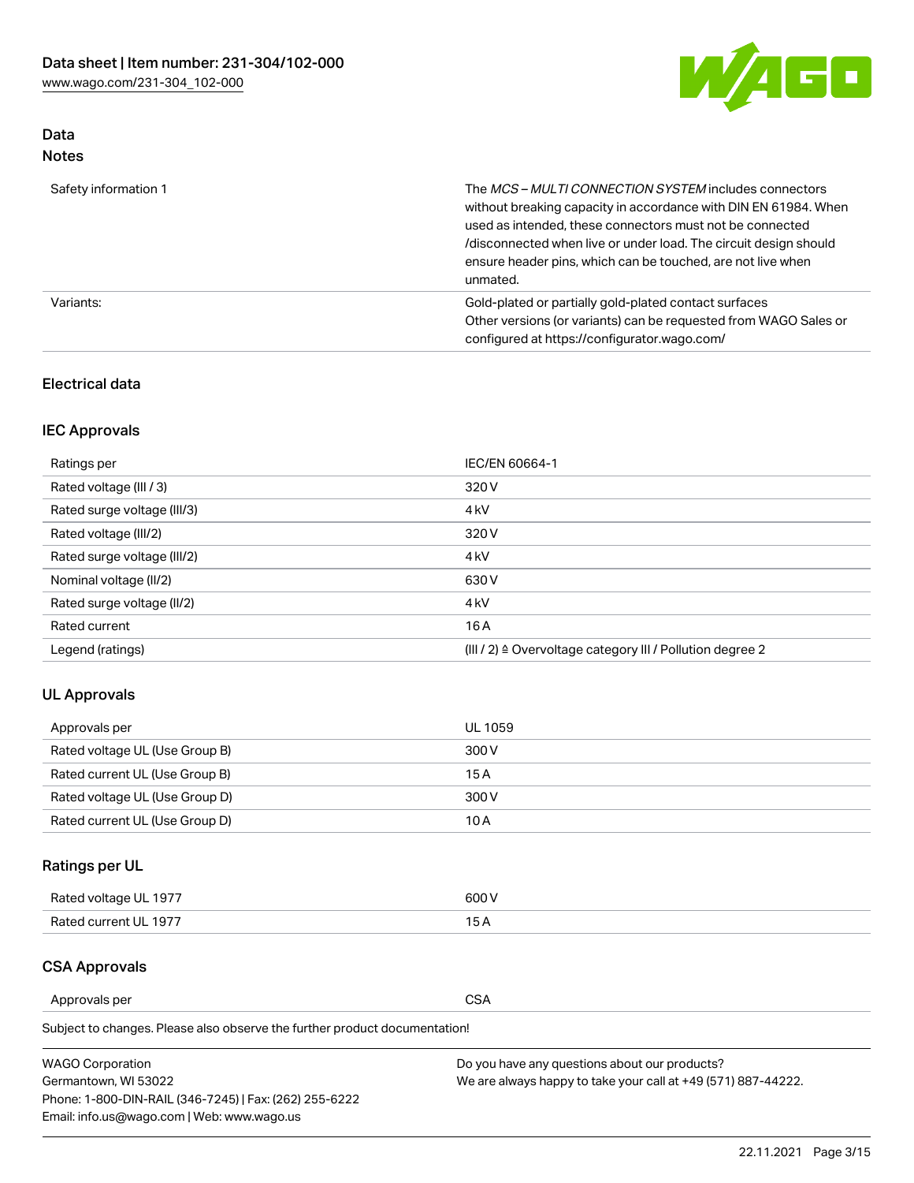## Data

### Notes

| | |
|---|---|
| Safety information 1 | The *MCS – MULTI CONNECTION SYSTEM* includes connectors without breaking capacity in accordance with DIN EN 61984. When used as intended, these connectors must not be connected /disconnected when live or under load. The circuit design should ensure header pins, which can be touched, are not live when unmated. |
| Variants: | Gold-plated or partially gold-plated contact surfaces<br>Other versions (or variants) can be requested from WAGO Sales or configured at https://configurator.wago.com/ |

## Electrical data

### IEC Approvals

| | |
|---|---|
| Ratings per | IEC/EN 60664-1 |
| Rated voltage (III / 3) | 320 V |
| Rated surge voltage (III/3) | 4 kV |
| Rated voltage (III/2) | 320 V |
| Rated surge voltage (III/2) | 4 kV |
| Nominal voltage (II/2) | 630 V |
| Rated surge voltage (II/2) | 4 kV |
| Rated current | 16 A |
| Legend (ratings) | (III / 2) ≙ Overvoltage category III / Pollution degree 2 |

### UL Approvals

| | |
|---|---|
| Approvals per | UL 1059 |
| Rated voltage UL (Use Group B) | 300 V |
| Rated current UL (Use Group B) | 15 A |
| Rated voltage UL (Use Group D) | 300 V |
| Rated current UL (Use Group D) | 10 A |

### Ratings per UL

| | |
|---|---|
| Rated voltage UL 1977 | 600 V |
| Rated current UL 1977 | 15 A |

### CSA Approvals

| | |
|---|---|
| Approvals per | CSA |

Subject to changes. Please also observe the further product documentation!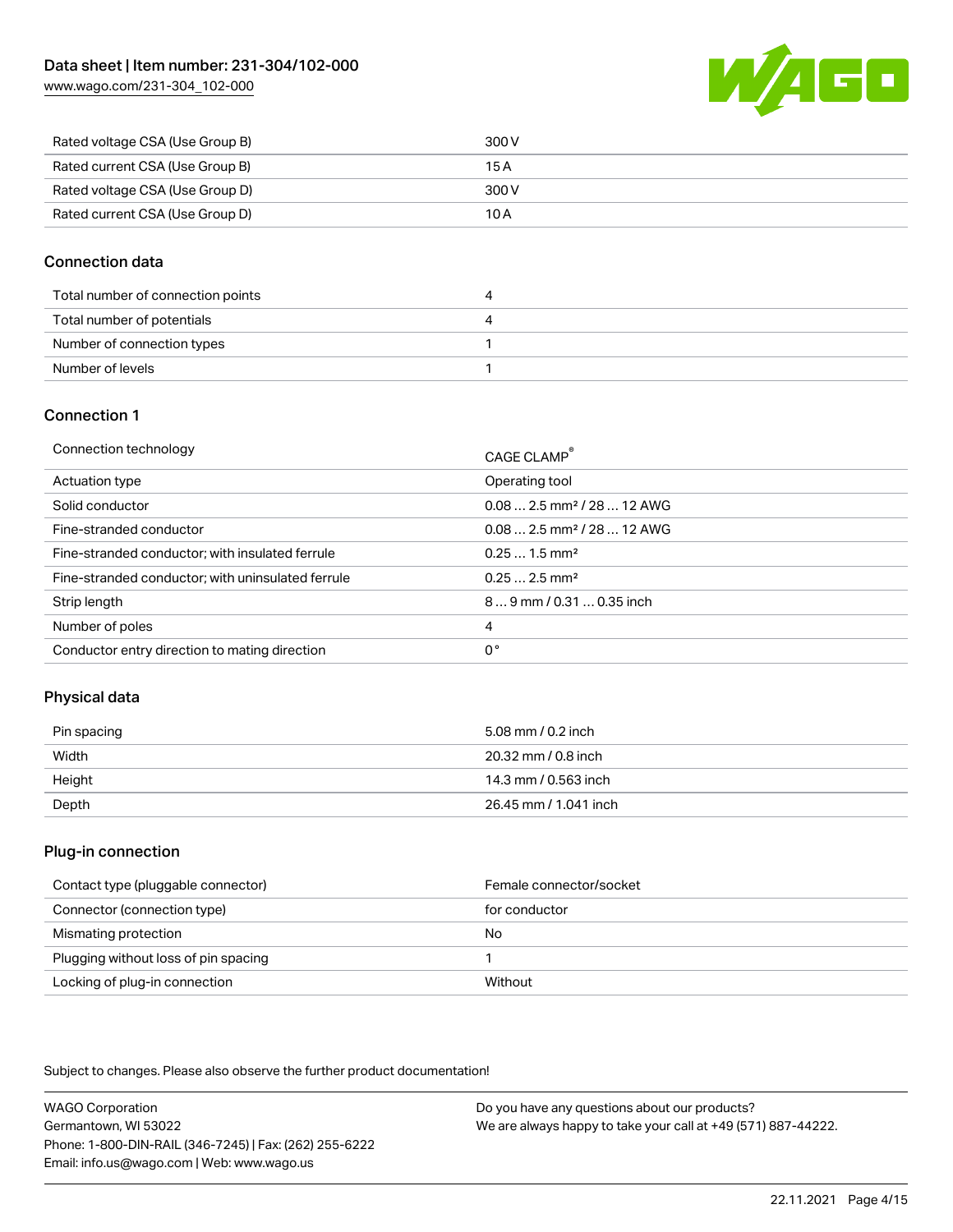| Rated voltage CSA (Use Group B) | 300 V |
| --- | --- |
| Rated current CSA (Use Group B) | 15 A |
| Rated voltage CSA (Use Group D) | 300 V |
| Rated current CSA (Use Group D) | 10 A |

## Connection data

| Total number of connection points | 4 |
| --- | --- |
| Total number of potentials | 4 |
| Number of connection types | 1 |
| Number of levels | 1 |

## Connection 1

| Connection technology | CAGE CLAMP® |
| --- | --- |
| Actuation type | Operating tool |
| Solid conductor | 0.08 … 2.5 mm² / 28 … 12 AWG |
| Fine-stranded conductor | 0.08 … 2.5 mm² / 28 … 12 AWG |
| Fine-stranded conductor; with insulated ferrule | 0.25 … 1.5 mm² |
| Fine-stranded conductor; with uninsulated ferrule | 0.25 … 2.5 mm² |
| Strip length | 8 … 9 mm / 0.31 … 0.35 inch |
| Number of poles | 4 |
| Conductor entry direction to mating direction | 0° |

## Physical data

| Pin spacing | 5.08 mm / 0.2 inch |
| --- | --- |
| Width | 20.32 mm / 0.8 inch |
| Height | 14.3 mm / 0.563 inch |
| Depth | 26.45 mm / 1.041 inch |

## Plug-in connection

| Contact type (pluggable connector) | Female connector/socket |
| --- | --- |
| Connector (connection type) | for conductor |
| Mismating protection | No |
| Plugging without loss of pin spacing | 1 |
| Locking of plug-in connection | Without |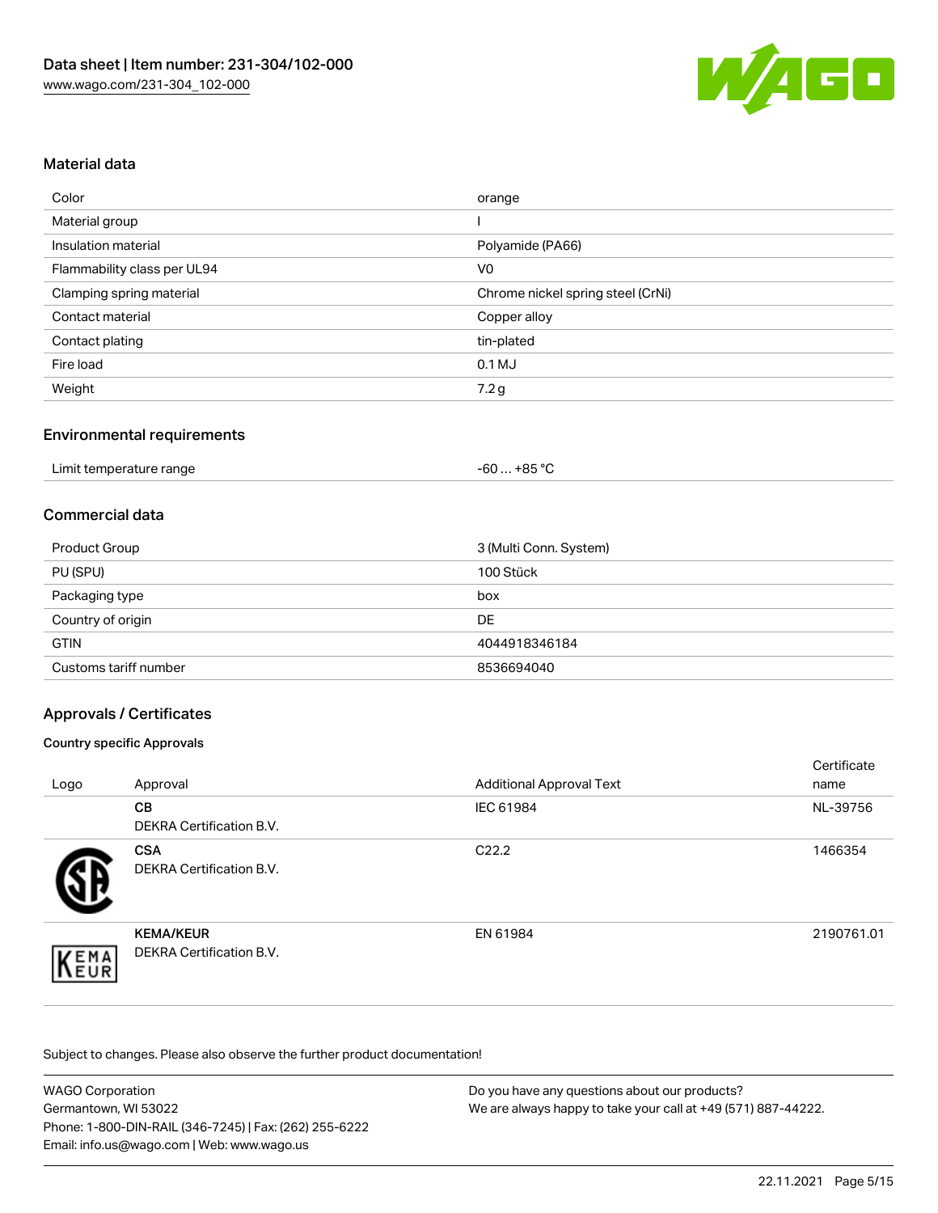## Material data

| | |
|---|---|
| Color | orange |
| Material group | I |
| Insulation material | Polyamide (PA66) |
| Flammability class per UL94 | V0 |
| Clamping spring material | Chrome nickel spring steel (CrNi) |
| Contact material | Copper alloy |
| Contact plating | tin-plated |
| Fire load | 0.1 MJ |
| Weight | 7.2 g |

## Environmental requirements

| | |
|---|---|
| Limit temperature range | -60 … +85 °C |

## Commercial data

| | |
|---|---|
| Product Group | 3 (Multi Conn. System) |
| PU (SPU) | 100 Stück |
| Packaging type | box |
| Country of origin | DE |
| GTIN | 4044918346184 |
| Customs tariff number | 8536694040 |

## Approvals / Certificates

### Country specific Approvals

| Logo | Approval | Additional Approval Text | Certificate name |
|---|---|---|---|
| | **CB** DEKRA Certification B.V. | IEC 61984 | NL-39756 |
| | **CSA** DEKRA Certification B.V. | C22.2 | 1466354 |
| | **KEMA/KEUR** DEKRA Certification B.V. | EN 61984 | 2190761.01 |

Subject to changes. Please also observe the further product documentation!

WAGO Corporation
Germantown, WI 53022
Phone: 1-800-DIN-RAIL (346-7245) | Fax: (262) 255-6222
Email: info.us@wago.com | Web: www.wago.us

Do you have any questions about our products?
We are always happy to take your call at +49 (571) 887-44222.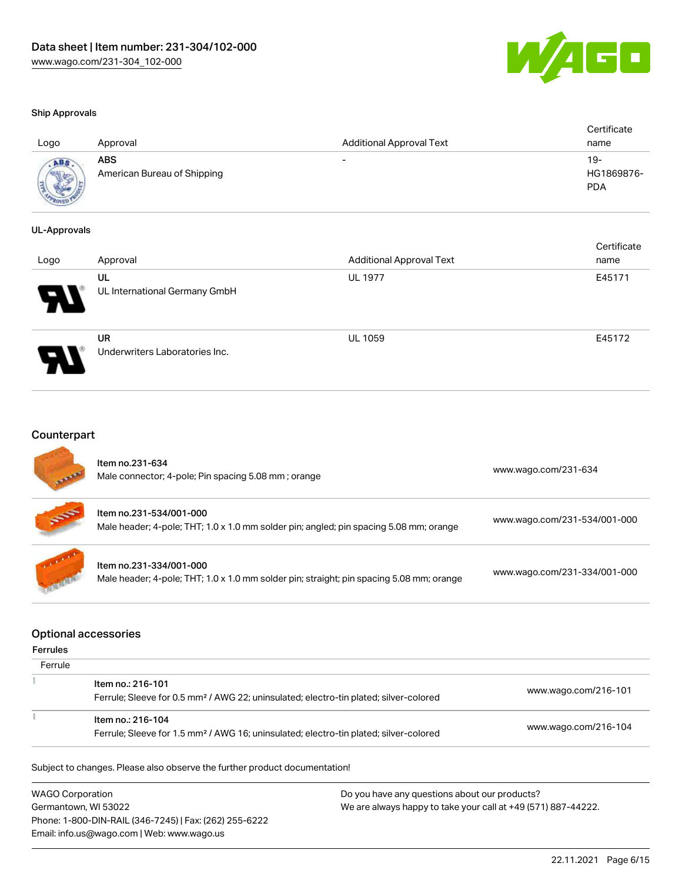### Ship Approvals

| Logo | Approval | Additional Approval Text | Certificate name |
|---|---|---|---|
| | **ABS**<br>American Bureau of Shipping | - | 19-HG1869876-PDA |

### UL-Approvals

| Logo | Approval | Additional Approval Text | Certificate name |
|---|---|---|---|
| | **UL**<br>UL International Germany GmbH | UL 1977 | E45171 |
| | **UR**<br>Underwriters Laboratories Inc. | UL 1059 | E45172 |

## Counterpart

| | | |
|---|---|---|
| | Item no.231-634<br>Male connector; 4-pole; Pin spacing 5.08 mm ; orange | www.wago.com/231-634 |
| | Item no.231-534/001-000<br>Male header; 4-pole; THT; 1.0 x 1.0 mm solder pin; angled; pin spacing 5.08 mm; orange | www.wago.com/231-534/001-000 |
| | Item no.231-334/001-000<br>Male header; 4-pole; THT; 1.0 x 1.0 mm solder pin; straight; pin spacing 5.08 mm; orange | www.wago.com/231-334/001-000 |

## Optional accessories

### Ferrules

| Ferrule | | |
|---|---|---|
| | Item no.: 216-101<br>Ferrule; Sleeve for 0.5 mm² / AWG 22; uninsulated; electro-tin plated; silver-colored | www.wago.com/216-101 |
| | Item no.: 216-104<br>Ferrule; Sleeve for 1.5 mm² / AWG 16; uninsulated; electro-tin plated; silver-colored | www.wago.com/216-104 |

Subject to changes. Please also observe the further product documentation!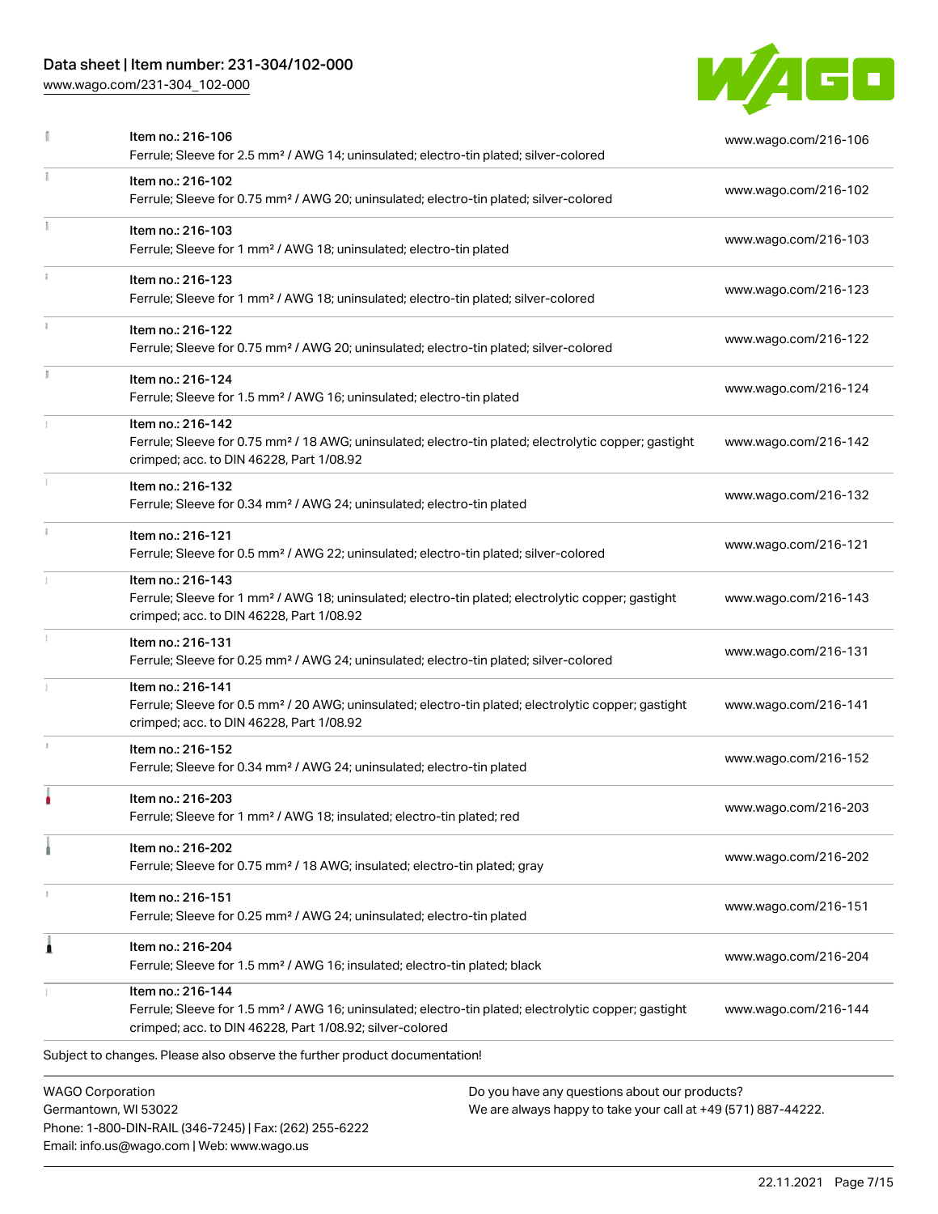| | | |
|---|---|---|
| | Item no.: 216-106<br>Ferrule; Sleeve for 2.5 mm² / AWG 14; uninsulated; electro-tin plated; silver-colored | www.wago.com/216-106 |
| | Item no.: 216-102<br>Ferrule; Sleeve for 0.75 mm² / AWG 20; uninsulated; electro-tin plated; silver-colored | www.wago.com/216-102 |
| | Item no.: 216-103<br>Ferrule; Sleeve for 1 mm² / AWG 18; uninsulated; electro-tin plated | www.wago.com/216-103 |
| | Item no.: 216-123<br>Ferrule; Sleeve for 1 mm² / AWG 18; uninsulated; electro-tin plated; silver-colored | www.wago.com/216-123 |
| | Item no.: 216-122<br>Ferrule; Sleeve for 0.75 mm² / AWG 20; uninsulated; electro-tin plated; silver-colored | www.wago.com/216-122 |
| | Item no.: 216-124<br>Ferrule; Sleeve for 1.5 mm² / AWG 16; uninsulated; electro-tin plated | www.wago.com/216-124 |
| | Item no.: 216-142<br>Ferrule; Sleeve for 0.75 mm² / 18 AWG; uninsulated; electro-tin plated; electrolytic copper; gastight crimped; acc. to DIN 46228, Part 1/08.92 | www.wago.com/216-142 |
| | Item no.: 216-132<br>Ferrule; Sleeve for 0.34 mm² / AWG 24; uninsulated; electro-tin plated | www.wago.com/216-132 |
| | Item no.: 216-121<br>Ferrule; Sleeve for 0.5 mm² / AWG 22; uninsulated; electro-tin plated; silver-colored | www.wago.com/216-121 |
| | Item no.: 216-143<br>Ferrule; Sleeve for 1 mm² / AWG 18; uninsulated; electro-tin plated; electrolytic copper; gastight crimped; acc. to DIN 46228, Part 1/08.92 | www.wago.com/216-143 |
| | Item no.: 216-131<br>Ferrule; Sleeve for 0.25 mm² / AWG 24; uninsulated; electro-tin plated; silver-colored | www.wago.com/216-131 |
| | Item no.: 216-141<br>Ferrule; Sleeve for 0.5 mm² / 20 AWG; uninsulated; electro-tin plated; electrolytic copper; gastight crimped; acc. to DIN 46228, Part 1/08.92 | www.wago.com/216-141 |
| | Item no.: 216-152<br>Ferrule; Sleeve for 0.34 mm² / AWG 24; uninsulated; electro-tin plated | www.wago.com/216-152 |
| | Item no.: 216-203<br>Ferrule; Sleeve for 1 mm² / AWG 18; insulated; electro-tin plated; red | www.wago.com/216-203 |
| | Item no.: 216-202<br>Ferrule; Sleeve for 0.75 mm² / 18 AWG; insulated; electro-tin plated; gray | www.wago.com/216-202 |
| | Item no.: 216-151<br>Ferrule; Sleeve for 0.25 mm² / AWG 24; uninsulated; electro-tin plated | www.wago.com/216-151 |
| | Item no.: 216-204<br>Ferrule; Sleeve for 1.5 mm² / AWG 16; insulated; electro-tin plated; black | www.wago.com/216-204 |
| | Item no.: 216-144<br>Ferrule; Sleeve for 1.5 mm² / AWG 16; uninsulated; electro-tin plated; electrolytic copper; gastight crimped; acc. to DIN 46228, Part 1/08.92; silver-colored | www.wago.com/216-144 |

Subject to changes. Please also observe the further product documentation!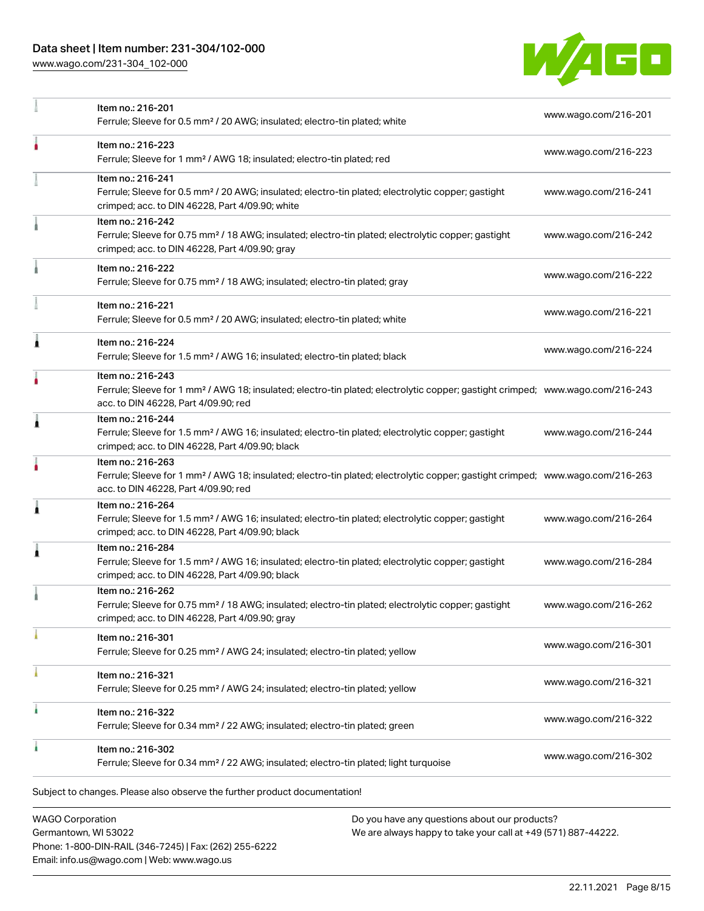| | | |
|---|---|---|
| | Item no.: 216-201<br>Ferrule; Sleeve for 0.5 mm² / 20 AWG; insulated; electro-tin plated; white | www.wago.com/216-201 |
| | Item no.: 216-223<br>Ferrule; Sleeve for 1 mm² / AWG 18; insulated; electro-tin plated; red | www.wago.com/216-223 |
| | Item no.: 216-241<br>Ferrule; Sleeve for 0.5 mm² / 20 AWG; insulated; electro-tin plated; electrolytic copper; gastight crimped; acc. to DIN 46228, Part 4/09.90; white | www.wago.com/216-241 |
| | Item no.: 216-242<br>Ferrule; Sleeve for 0.75 mm² / 18 AWG; insulated; electro-tin plated; electrolytic copper; gastight crimped; acc. to DIN 46228, Part 4/09.90; gray | www.wago.com/216-242 |
| | Item no.: 216-222<br>Ferrule; Sleeve for 0.75 mm² / 18 AWG; insulated; electro-tin plated; gray | www.wago.com/216-222 |
| | Item no.: 216-221<br>Ferrule; Sleeve for 0.5 mm² / 20 AWG; insulated; electro-tin plated; white | www.wago.com/216-221 |
| | Item no.: 216-224<br>Ferrule; Sleeve for 1.5 mm² / AWG 16; insulated; electro-tin plated; black | www.wago.com/216-224 |
| | Item no.: 216-243<br>Ferrule; Sleeve for 1 mm² / AWG 18; insulated; electro-tin plated; electrolytic copper; gastight crimped; acc. to DIN 46228, Part 4/09.90; red | www.wago.com/216-243 |
| | Item no.: 216-244<br>Ferrule; Sleeve for 1.5 mm² / AWG 16; insulated; electro-tin plated; electrolytic copper; gastight crimped; acc. to DIN 46228, Part 4/09.90; black | www.wago.com/216-244 |
| | Item no.: 216-263<br>Ferrule; Sleeve for 1 mm² / AWG 18; insulated; electro-tin plated; electrolytic copper; gastight crimped; acc. to DIN 46228, Part 4/09.90; red | www.wago.com/216-263 |
| | Item no.: 216-264<br>Ferrule; Sleeve for 1.5 mm² / AWG 16; insulated; electro-tin plated; electrolytic copper; gastight crimped; acc. to DIN 46228, Part 4/09.90; black | www.wago.com/216-264 |
| | Item no.: 216-284<br>Ferrule; Sleeve for 1.5 mm² / AWG 16; insulated; electro-tin plated; electrolytic copper; gastight crimped; acc. to DIN 46228, Part 4/09.90; black | www.wago.com/216-284 |
| | Item no.: 216-262<br>Ferrule; Sleeve for 0.75 mm² / 18 AWG; insulated; electro-tin plated; electrolytic copper; gastight crimped; acc. to DIN 46228, Part 4/09.90; gray | www.wago.com/216-262 |
| | Item no.: 216-301<br>Ferrule; Sleeve for 0.25 mm² / AWG 24; insulated; electro-tin plated; yellow | www.wago.com/216-301 |
| | Item no.: 216-321<br>Ferrule; Sleeve for 0.25 mm² / AWG 24; insulated; electro-tin plated; yellow | www.wago.com/216-321 |
| | Item no.: 216-322<br>Ferrule; Sleeve for 0.34 mm² / 22 AWG; insulated; electro-tin plated; green | www.wago.com/216-322 |
| | Item no.: 216-302<br>Ferrule; Sleeve for 0.34 mm² / 22 AWG; insulated; electro-tin plated; light turquoise | www.wago.com/216-302 |

Subject to changes. Please also observe the further product documentation!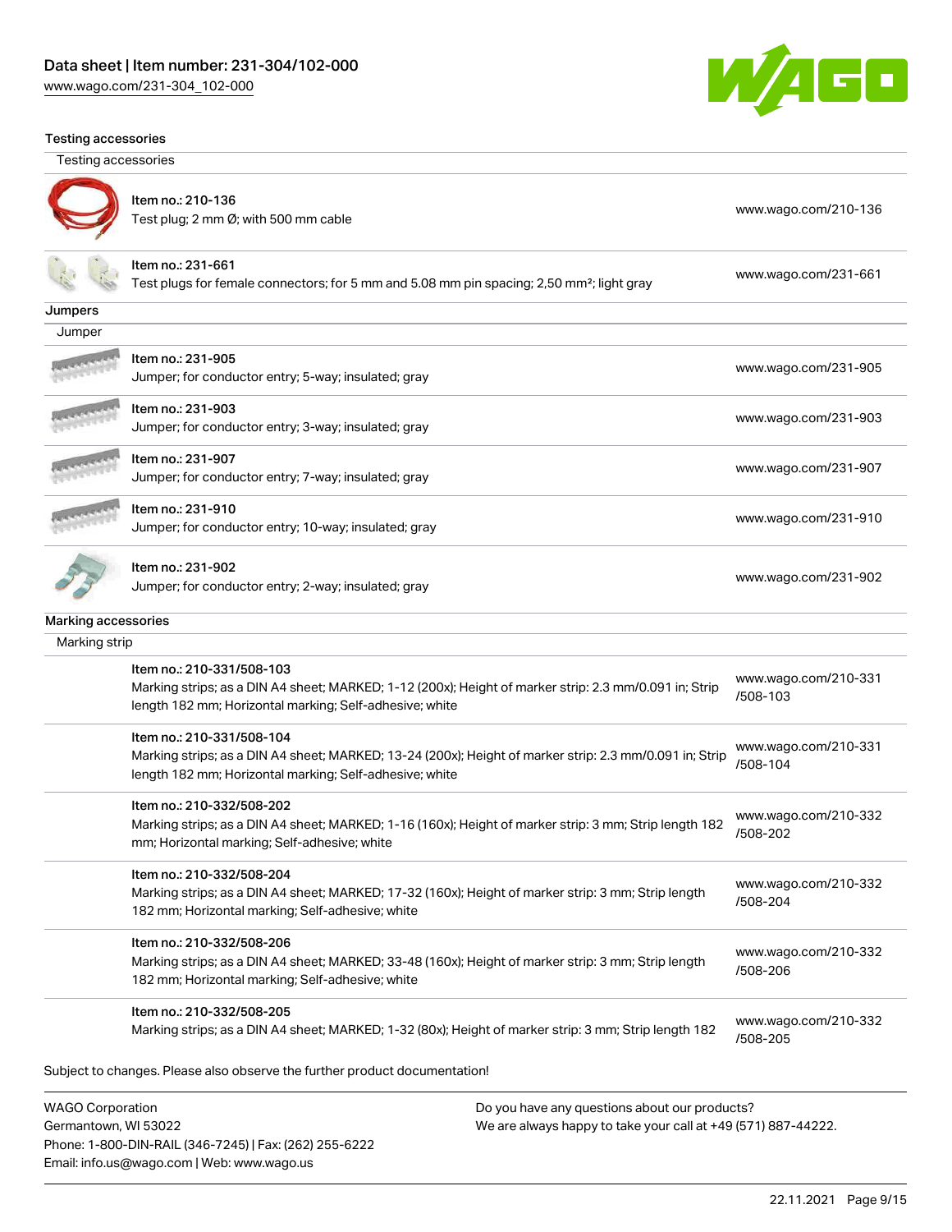# Data sheet | Item number: 231-304/102-000

www.wago.com/231-304_102-000

## Testing accessories

### Testing accessories

| Item | Link |
|---|---|
| Item no.: 210-136<br>Test plug; 2 mm Ø; with 500 mm cable | www.wago.com/210-136 |
| Item no.: 231-661<br>Test plugs for female connectors; for 5 mm and 5.08 mm pin spacing; 2,50 mm²; light gray | www.wago.com/231-661 |

## Jumpers

### Jumper

| Item | Link |
|---|---|
| Item no.: 231-905<br>Jumper; for conductor entry; 5-way; insulated; gray | www.wago.com/231-905 |
| Item no.: 231-903<br>Jumper; for conductor entry; 3-way; insulated; gray | www.wago.com/231-903 |
| Item no.: 231-907<br>Jumper; for conductor entry; 7-way; insulated; gray | www.wago.com/231-907 |
| Item no.: 231-910<br>Jumper; for conductor entry; 10-way; insulated; gray | www.wago.com/231-910 |
| Item no.: 231-902<br>Jumper; for conductor entry; 2-way; insulated; gray | www.wago.com/231-902 |

## Marking accessories

### Marking strip

| Item | Link |
|---|---|
| Item no.: 210-331/508-103<br>Marking strips; as a DIN A4 sheet; MARKED; 1-12 (200x); Height of marker strip: 2.3 mm/0.091 in; Strip length 182 mm; Horizontal marking; Self-adhesive; white | www.wago.com/210-331/508-103 |
| Item no.: 210-331/508-104<br>Marking strips; as a DIN A4 sheet; MARKED; 13-24 (200x); Height of marker strip: 2.3 mm/0.091 in; Strip length 182 mm; Horizontal marking; Self-adhesive; white | www.wago.com/210-331/508-104 |
| Item no.: 210-332/508-202<br>Marking strips; as a DIN A4 sheet; MARKED; 1-16 (160x); Height of marker strip: 3 mm; Strip length 182 mm; Horizontal marking; Self-adhesive; white | www.wago.com/210-332/508-202 |
| Item no.: 210-332/508-204<br>Marking strips; as a DIN A4 sheet; MARKED; 17-32 (160x); Height of marker strip: 3 mm; Strip length 182 mm; Horizontal marking; Self-adhesive; white | www.wago.com/210-332/508-204 |
| Item no.: 210-332/508-206<br>Marking strips; as a DIN A4 sheet; MARKED; 33-48 (160x); Height of marker strip: 3 mm; Strip length 182 mm; Horizontal marking; Self-adhesive; white | www.wago.com/210-332/508-206 |
| Item no.: 210-332/508-205<br>Marking strips; as a DIN A4 sheet; MARKED; 1-32 (80x); Height of marker strip: 3 mm; Strip length 182 | www.wago.com/210-332/508-205 |

Subject to changes. Please also observe the further product documentation!

WAGO Corporation
Germantown, WI 53022
Phone: 1-800-DIN-RAIL (346-7245) | Fax: (262) 255-6222
Email: info.us@wago.com | Web: www.wago.us

Do you have any questions about our products?
We are always happy to take your call at +49 (571) 887-44222.

22.11.2021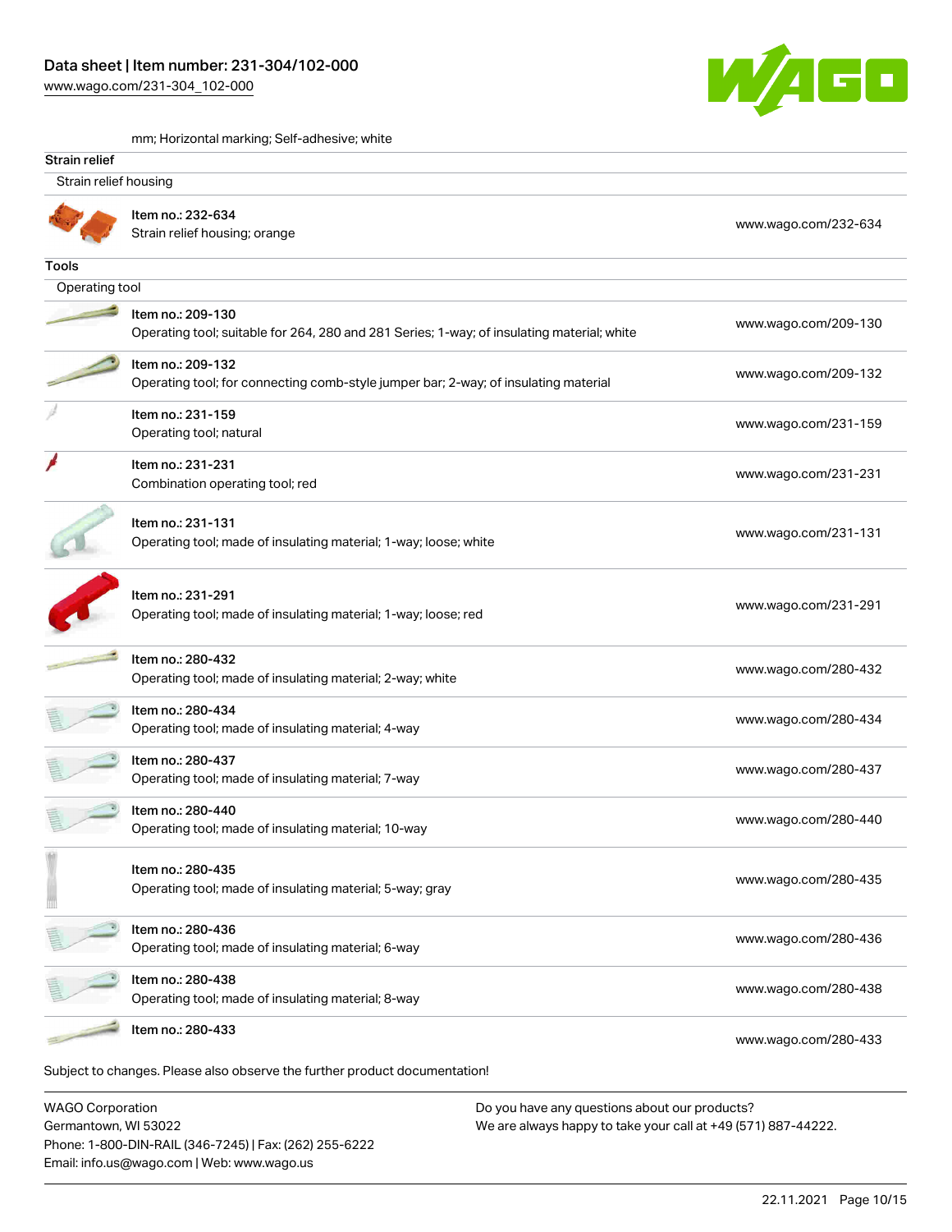mm; Horizontal marking; Self-adhesive; white

## Strain relief

### Strain relief housing

| | |
|---|---|
| Item no.: 232-634<br>Strain relief housing; orange | www.wago.com/232-634 |

## Tools

### Operating tool

| | |
|---|---|
| Item no.: 209-130<br>Operating tool; suitable for 264, 280 and 281 Series; 1-way; of insulating material; white | www.wago.com/209-130 |
| Item no.: 209-132<br>Operating tool; for connecting comb-style jumper bar; 2-way; of insulating material | www.wago.com/209-132 |
| Item no.: 231-159<br>Operating tool; natural | www.wago.com/231-159 |
| Item no.: 231-231<br>Combination operating tool; red | www.wago.com/231-231 |
| Item no.: 231-131<br>Operating tool; made of insulating material; 1-way; loose; white | www.wago.com/231-131 |
| Item no.: 231-291<br>Operating tool; made of insulating material; 1-way; loose; red | www.wago.com/231-291 |
| Item no.: 280-432<br>Operating tool; made of insulating material; 2-way; white | www.wago.com/280-432 |
| Item no.: 280-434<br>Operating tool; made of insulating material; 4-way | www.wago.com/280-434 |
| Item no.: 280-437<br>Operating tool; made of insulating material; 7-way | www.wago.com/280-437 |
| Item no.: 280-440<br>Operating tool; made of insulating material; 10-way | www.wago.com/280-440 |
| Item no.: 280-435<br>Operating tool; made of insulating material; 5-way; gray | www.wago.com/280-435 |
| Item no.: 280-436<br>Operating tool; made of insulating material; 6-way | www.wago.com/280-436 |
| Item no.: 280-438<br>Operating tool; made of insulating material; 8-way | www.wago.com/280-438 |
| Item no.: 280-433 | www.wago.com/280-433 |

Subject to changes. Please also observe the further product documentation!

WAGO Corporation
Germantown, WI 53022
Phone: 1-800-DIN-RAIL (346-7245) | Fax: (262) 255-6222
Email: info.us@wago.com | Web: www.wago.us

Do you have any questions about our products?
We are always happy to take your call at +49 (571) 887-44222.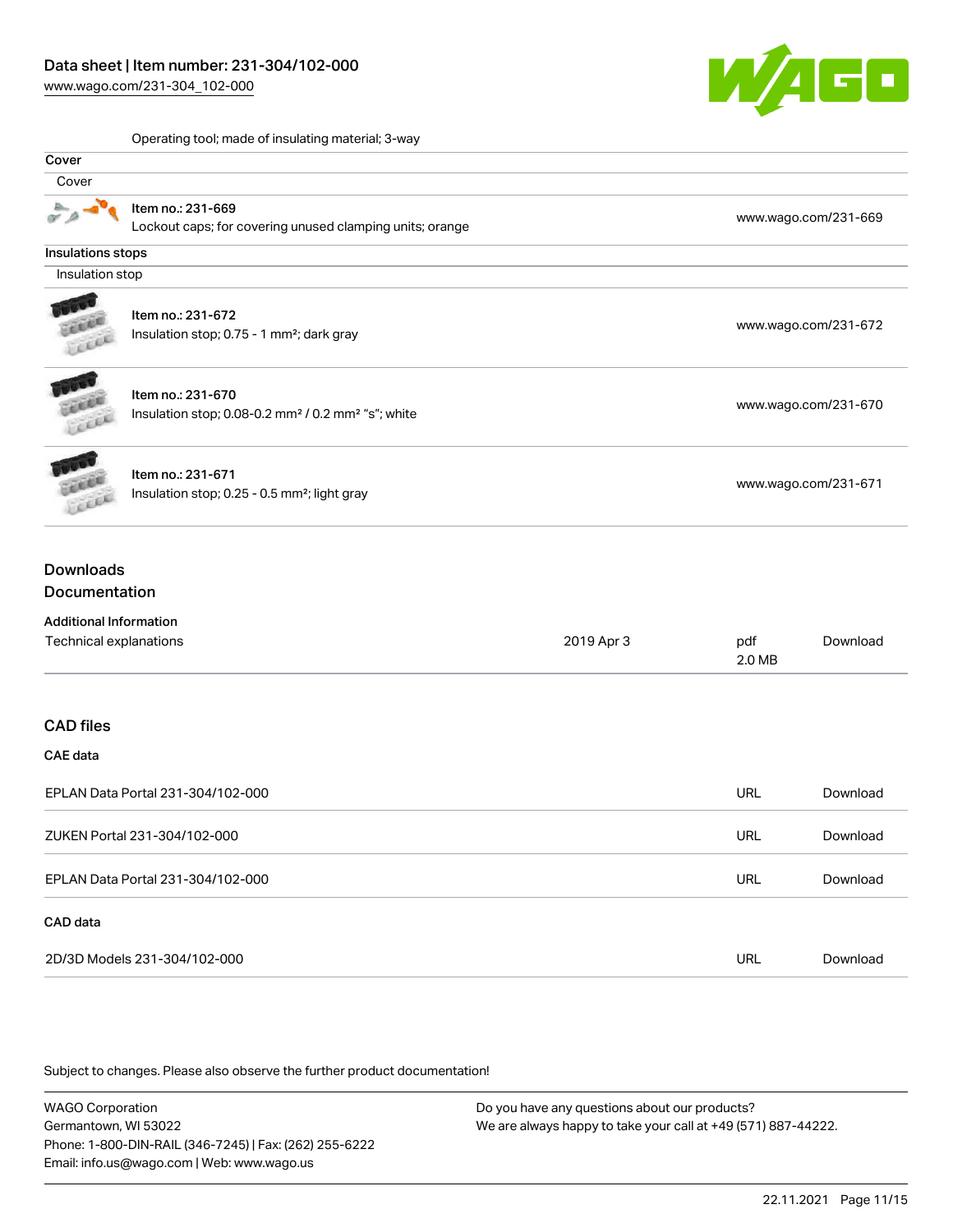Operating tool; made of insulating material; 3-way

| Cover | |
|---|---|
| Cover | |
| Item no.: 231-669<br>Lockout caps; for covering unused clamping units; orange | www.wago.com/231-669 |

| Insulations stops | |
|---|---|
| Insulation stop | |
| Item no.: 231-672<br>Insulation stop; 0.75 - 1 mm²; dark gray | www.wago.com/231-672 |
| Item no.: 231-670<br>Insulation stop; 0.08-0.2 mm² / 0.2 mm² "s"; white | www.wago.com/231-670 |
| Item no.: 231-671<br>Insulation stop; 0.25 - 0.5 mm²; light gray | www.wago.com/231-671 |

## Downloads

### Documentation

**Additional Information**

| | | | |
|---|---|---|---|
| Technical explanations | 2019 Apr 3 | pdf<br>2.0 MB | Download |

### CAD files

**CAE data**

| | | |
|---|---|---|
| EPLAN Data Portal 231-304/102-000 | URL | Download |
| ZUKEN Portal 231-304/102-000 | URL | Download |
| EPLAN Data Portal 231-304/102-000 | URL | Download |

**CAD data**

| | | |
|---|---|---|
| 2D/3D Models 231-304/102-000 | URL | Download |

Subject to changes. Please also observe the further product documentation!

WAGO Corporation
Germantown, WI 53022
Phone: 1-800-DIN-RAIL (346-7245) | Fax: (262) 255-6222
Email: info.us@wago.com | Web: www.wago.us

Do you have any questions about our products?
We are always happy to take your call at +49 (571) 887-44222.

22.11.2021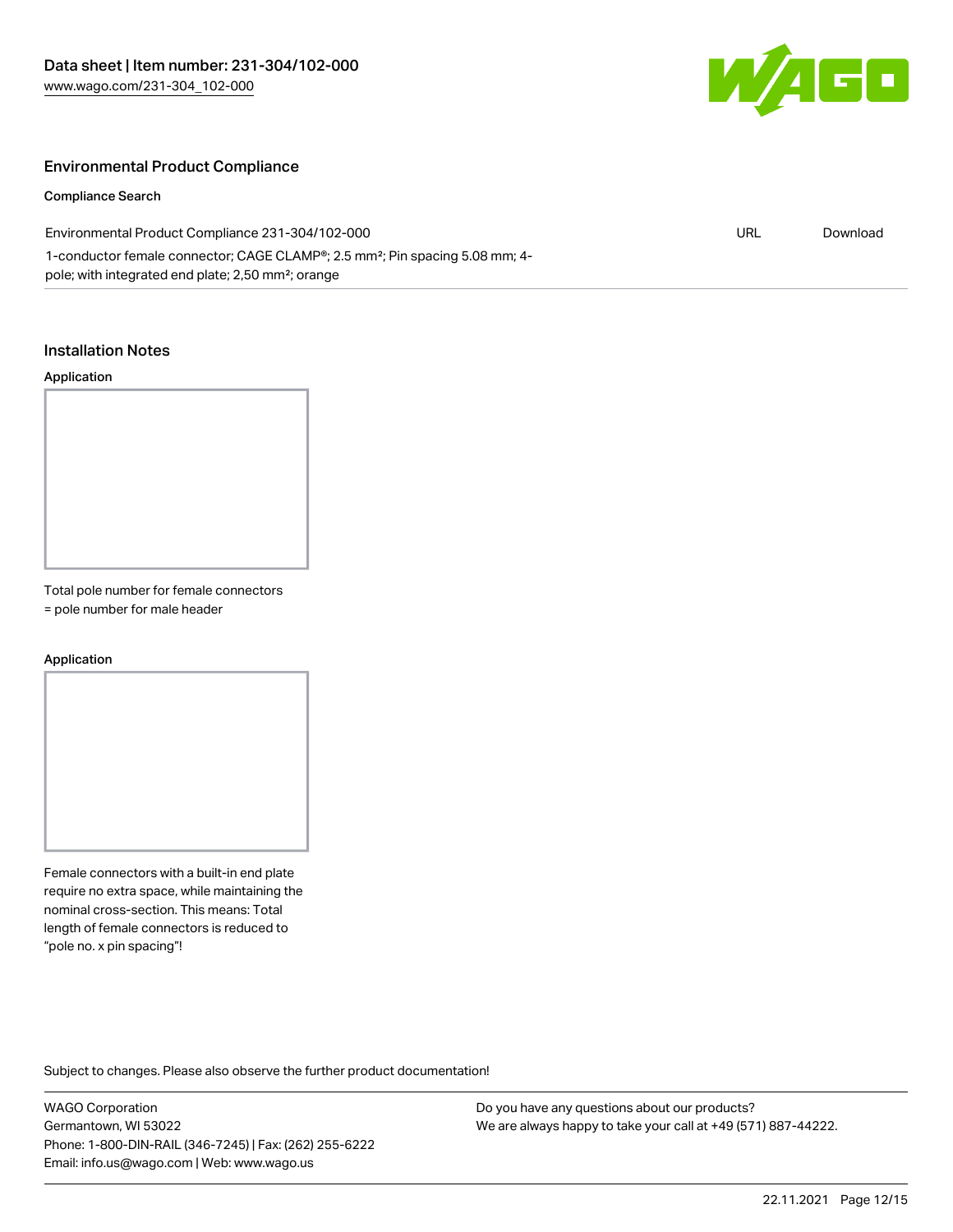## Environmental Product Compliance

### Compliance Search

| Environmental Product Compliance 231-304/102-000 | URL | Download |
| --- | --- | --- |
| 1-conductor female connector; CAGE CLAMP®; 2.5 mm²; Pin spacing 5.08 mm; 4-pole; with integrated end plate; 2,50 mm²; orange | | |

## Installation Notes

### Application

Total pole number for female connectors = pole number for male header

### Application

Female connectors with a built-in end plate require no extra space, while maintaining the nominal cross-section. This means: Total length of female connectors is reduced to "pole no. x pin spacing"!

Subject to changes. Please also observe the further product documentation!

WAGO Corporation
Germantown, WI 53022
Phone: 1-800-DIN-RAIL (346-7245) | Fax: (262) 255-6222
Email: info.us@wago.com | Web: www.wago.us

Do you have any questions about our products?
We are always happy to take your call at +49 (571) 887-44222.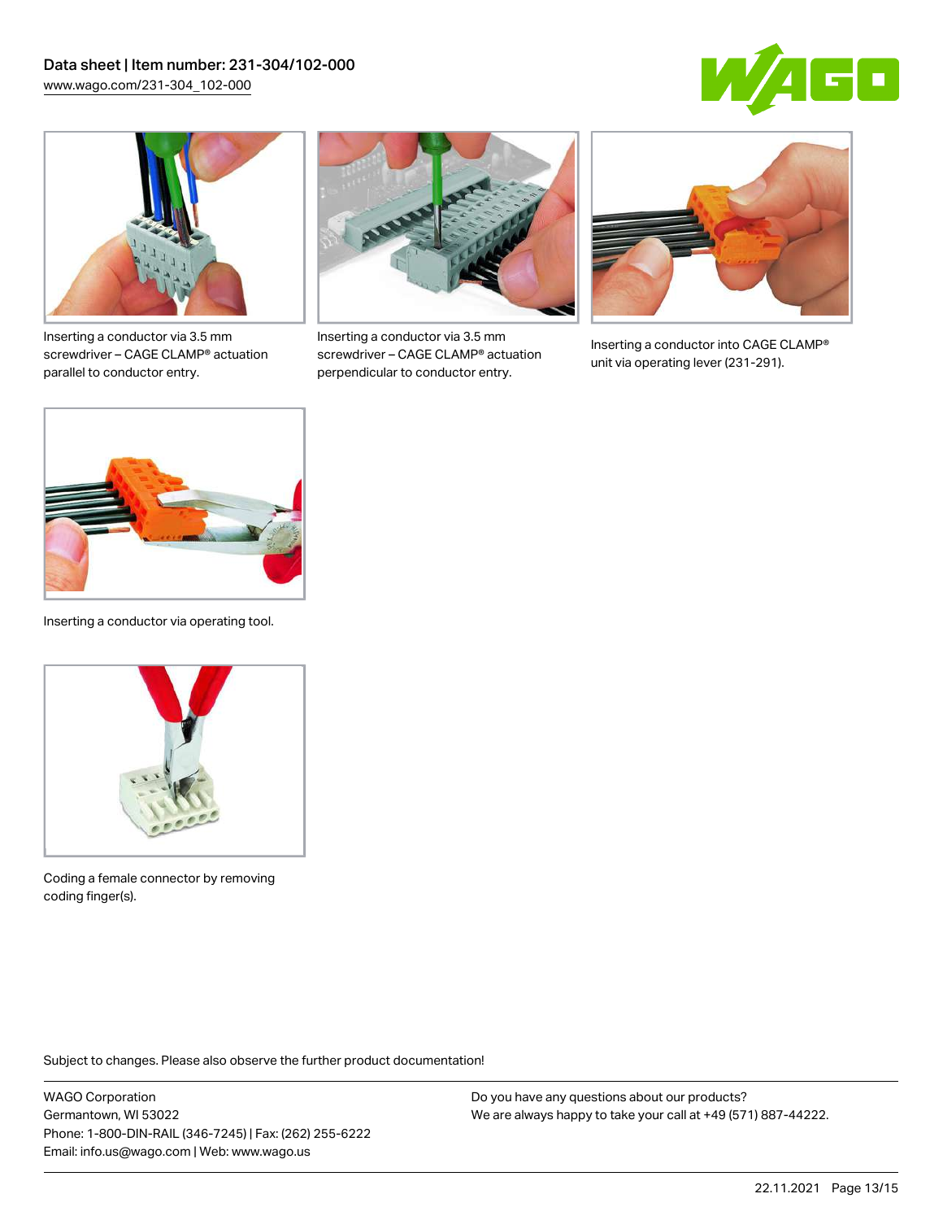Inserting a conductor via 3.5 mm screwdriver – CAGE CLAMP® actuation parallel to conductor entry.

Inserting a conductor via 3.5 mm screwdriver – CAGE CLAMP® actuation perpendicular to conductor entry.

Inserting a conductor into CAGE CLAMP® unit via operating lever (231-291).

Inserting a conductor via operating tool.

Coding a female connector by removing coding finger(s).

Subject to changes. Please also observe the further product documentation!

WAGO Corporation
Germantown, WI 53022
Phone: 1-800-DIN-RAIL (346-7245) | Fax: (262) 255-6222
Email: info.us@wago.com | Web: www.wago.us

Do you have any questions about our products?
We are always happy to take your call at +49 (571) 887-44222.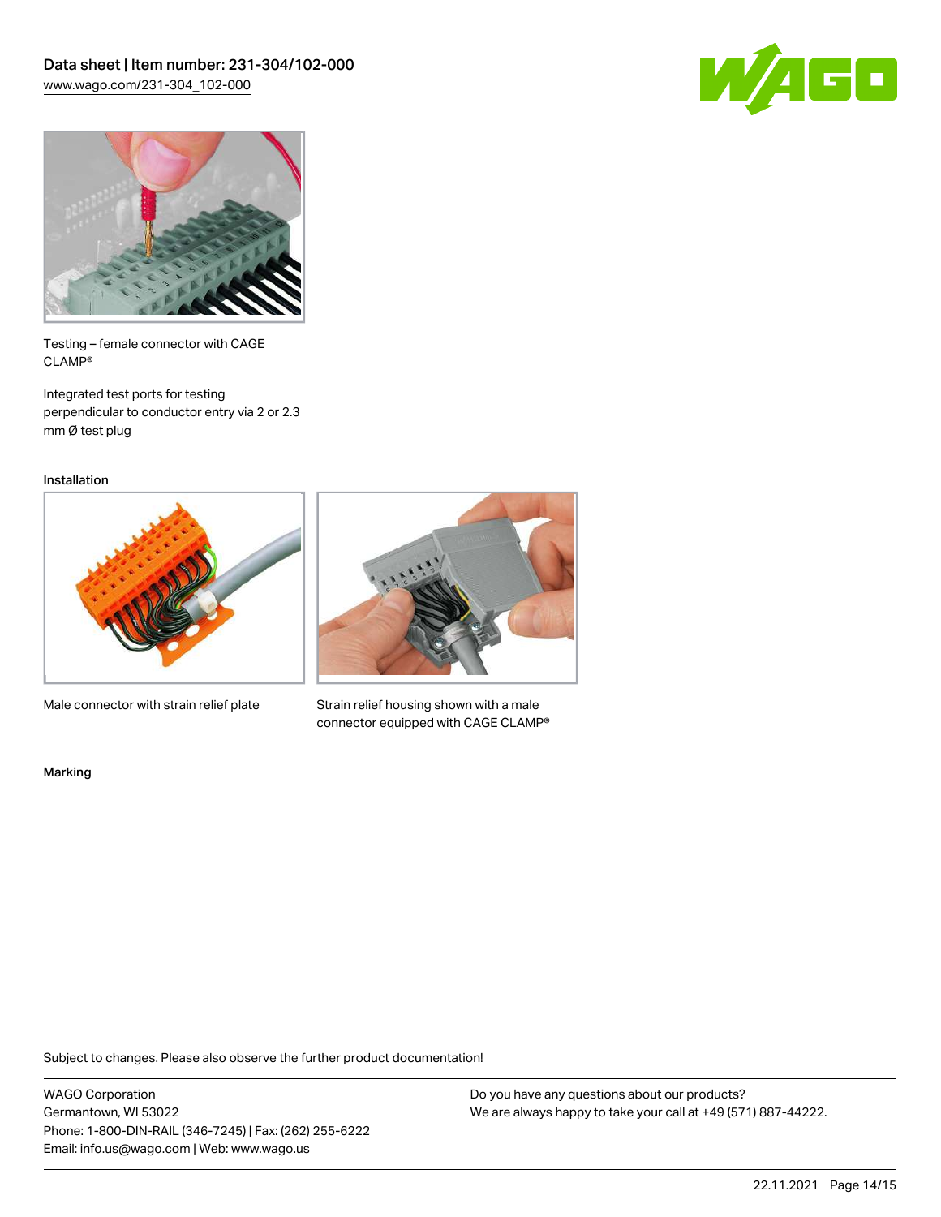Testing – female connector with CAGE CLAMP®

Integrated test ports for testing perpendicular to conductor entry via 2 or 2.3 mm Ø test plug

## Installation

Male connector with strain relief plate

Strain relief housing shown with a male connector equipped with CAGE CLAMP®

## Marking

Subject to changes. Please also observe the further product documentation!

WAGO Corporation
Germantown, WI 53022
Phone: 1-800-DIN-RAIL (346-7245) | Fax: (262) 255-6222
Email: info.us@wago.com | Web: www.wago.us

Do you have any questions about our products?
We are always happy to take your call at +49 (571) 887-44222.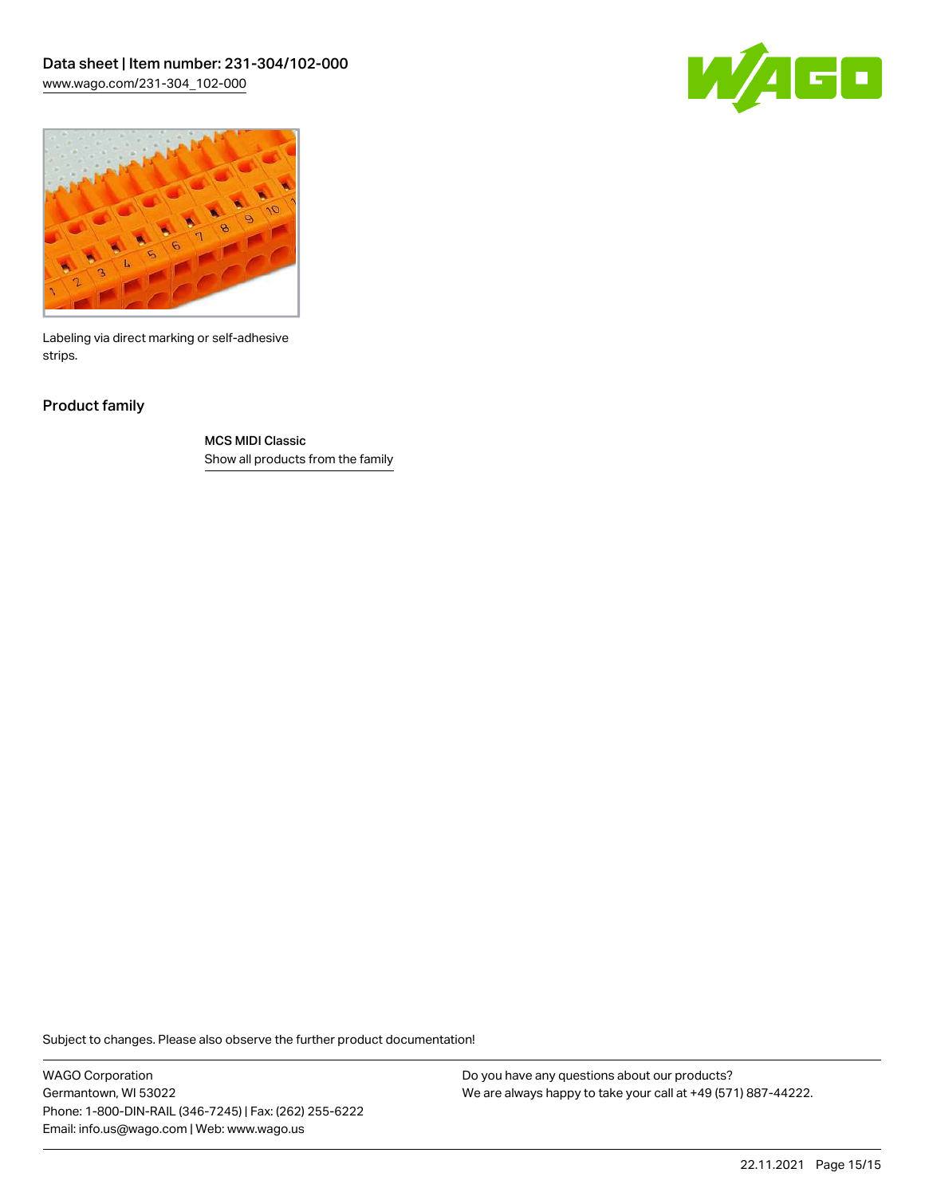Labeling via direct marking or self-adhesive strips.

## Product family

**MCS MIDI Classic**
Show all products from the family

Subject to changes. Please also observe the further product documentation!

WAGO Corporation
Germantown, WI 53022
Phone: 1-800-DIN-RAIL (346-7245) | Fax: (262) 255-6222
Email: info.us@wago.com | Web: www.wago.us

Do you have any questions about our products?
We are always happy to take your call at +49 (571) 887-44222.